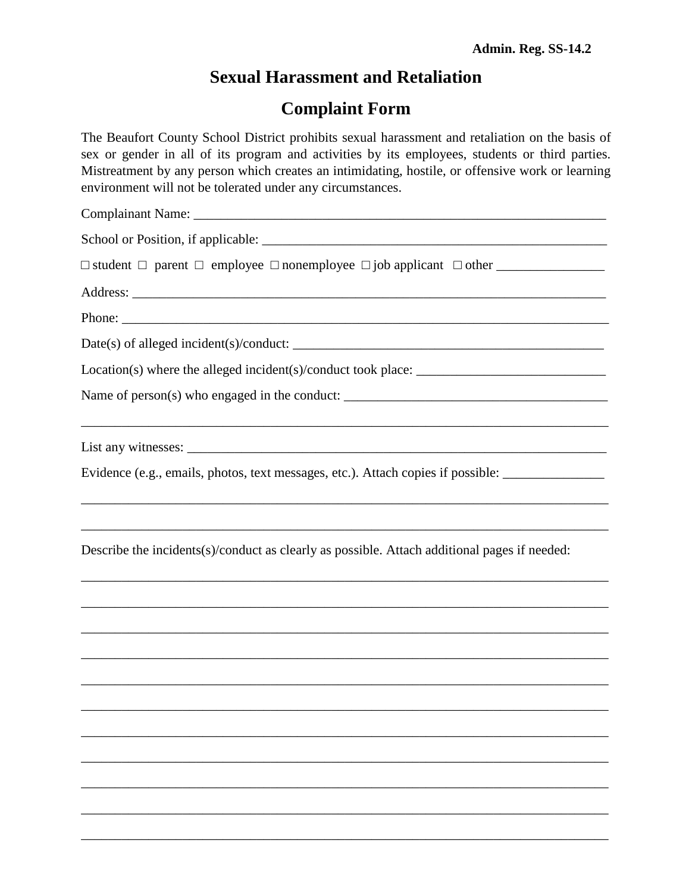Admin. Reg. SS-14.2

# Sexual Harassment and Retaliation

# Complaint Form

The Beaufort County School District prohibits sexual harassment and retaliation on the basis of sex or gender in all of its program and activities by its employees, students or third parties. Mistreatment by any person which creates an intimidating, hostile, or offensive work or learning environment will not be tolerated under any circumstances.

Complainant Name: ________________________________________________________________

School or Position, if applicable: _____________________________________________________

☐ student ☐ parent ☐ employee ☐ nonemployee ☐ job applicant ☐ other ________________

Address: ________________________________________________________________________

Phone: __________________________________________________________________________

Date(s) of alleged incident(s)/conduct: ______________________________________________

Location(s) where the alleged incident(s)/conduct took place: ___________________________

Name of person(s) who engaged in the conduct: _______________________________________

_________________________________________________________________________________

List any witnesses: ______________________________________________________________

Evidence (e.g., emails, photos, text messages, etc.). Attach copies if possible: _______________

_________________________________________________________________________________

_________________________________________________________________________________

Describe the incidents(s)/conduct as clearly as possible. Attach additional pages if needed:

_________________________________________________________________________________

_________________________________________________________________________________

_________________________________________________________________________________

_________________________________________________________________________________

_________________________________________________________________________________

_________________________________________________________________________________

_________________________________________________________________________________

_________________________________________________________________________________

_________________________________________________________________________________

_________________________________________________________________________________

_________________________________________________________________________________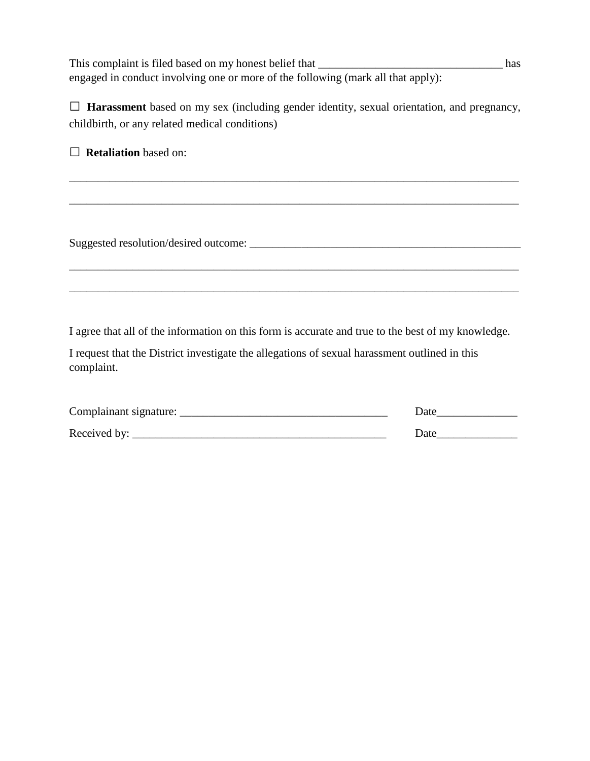This complaint is filed based on my honest belief that ________________________________ has engaged in conduct involving one or more of the following (mark all that apply):

☐ **Harassment** based on my sex (including gender identity, sexual orientation, and pregnancy, childbirth, or any related medical conditions)

☐ **Retaliation** based on:

________________________________________________________________________________

________________________________________________________________________________

Suggested resolution/desired outcome: _____________________________________________

________________________________________________________________________________

________________________________________________________________________________

I agree that all of the information on this form is accurate and true to the best of my knowledge.

I request that the District investigate the allegations of sexual harassment outlined in this complaint.

Complainant signature: ____________________________________ Date______________

Received by: _____________________________________________ Date______________